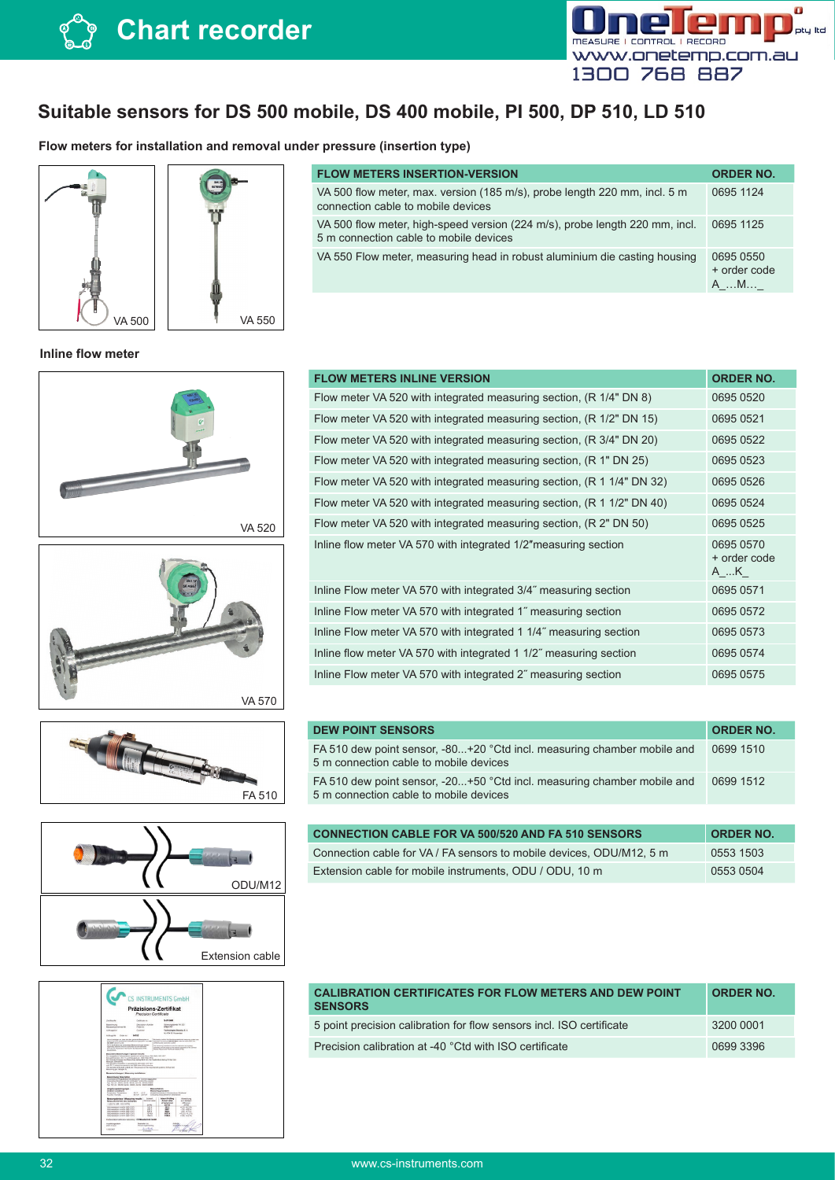# Suitable sensors for DS 500 mobile, DS 400 mobile, PI 500, DP 510, LD 510

**Flow meters for installation and removal under pressure (insertion type)**

VA 500

VA 550

| FLOW METERS INSERTION-VERSION | ORDER NO. |
|---|---|
| VA 500 flow meter, max. version (185 m/s), probe length 220 mm, incl. 5 m connection cable to mobile devices | 0695 1124 |
| VA 500 flow meter, high-speed version (224 m/s), probe length 220 mm, incl. 5 m connection cable to mobile devices | 0695 1125 |
| VA 550 Flow meter, measuring head in robust aluminium die casting housing | 0695 0550 + order code A_…M…_ |

**Inline flow meter**

VA 520

VA 570

| FLOW METERS INLINE VERSION | ORDER NO. |
|---|---|
| Flow meter VA 520 with integrated measuring section, (R 1/4" DN 8) | 0695 0520 |
| Flow meter VA 520 with integrated measuring section, (R 1/2" DN 15) | 0695 0521 |
| Flow meter VA 520 with integrated measuring section, (R 3/4" DN 20) | 0695 0522 |
| Flow meter VA 520 with integrated measuring section, (R 1" DN 25) | 0695 0523 |
| Flow meter VA 520 with integrated measuring section, (R 1 1/4" DN 32) | 0695 0526 |
| Flow meter VA 520 with integrated measuring section, (R 1 1/2" DN 40) | 0695 0524 |
| Flow meter VA 520 with integrated measuring section, (R 2" DN 50) | 0695 0525 |
| Inline flow meter VA 570 with integrated 1/2″measuring section | 0695 0570 + order code A_...K_ |
| Inline Flow meter VA 570 with integrated 3/4″ measuring section | 0695 0571 |
| Inline Flow meter VA 570 with integrated 1″ measuring section | 0695 0572 |
| Inline Flow meter VA 570 with integrated 1 1/4″ measuring section | 0695 0573 |
| Inline flow meter VA 570 with integrated 1 1/2″ measuring section | 0695 0574 |
| Inline Flow meter VA 570 with integrated 2″ measuring section | 0695 0575 |

FA 510

| DEW POINT SENSORS | ORDER NO. |
|---|---|
| FA 510 dew point sensor, -80...+20 °Ctd incl. measuring chamber mobile and 5 m connection cable to mobile devices | 0699 1510 |
| FA 510 dew point sensor, -20...+50 °Ctd incl. measuring chamber mobile and 5 m connection cable to mobile devices | 0699 1512 |

ODU/M12

Extension cable

| CONNECTION CABLE FOR VA 500/520 AND FA 510 SENSORS | ORDER NO. |
|---|---|
| Connection cable for VA / FA sensors to mobile devices, ODU/M12, 5 m | 0553 1503 |
| Extension cable for mobile instruments, ODU / ODU, 10 m | 0553 0504 |

| CALIBRATION CERTIFICATES FOR FLOW METERS AND DEW POINT SENSORS | ORDER NO. |
|---|---|
| 5 point precision calibration for flow sensors incl. ISO certificate | 3200 0001 |
| Precision calibration at -40 °Ctd with ISO certificate | 0699 3396 |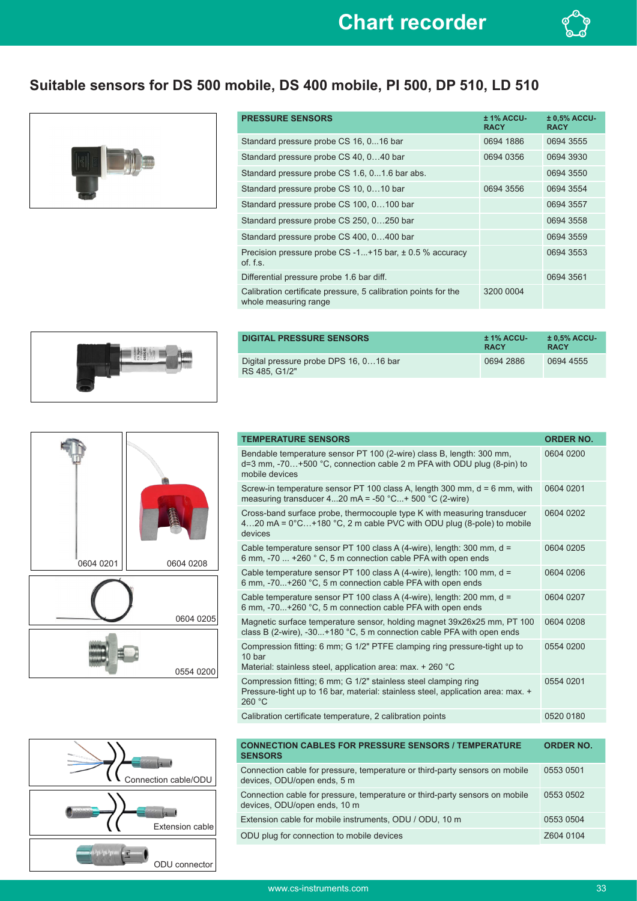## Suitable sensors for DS 500 mobile, DS 400 mobile, PI 500, DP 510, LD 510

| PRESSURE SENSORS | ± 1% ACCURACY | ± 0,5% ACCURACY |
|---|---|---|
| Standard pressure probe CS 16, 0...16 bar | 0694 1886 | 0694 3555 |
| Standard pressure probe CS 40, 0…40 bar | 0694 0356 | 0694 3930 |
| Standard pressure probe CS 1.6, 0...1.6 bar abs. | | 0694 3550 |
| Standard pressure probe CS 10, 0…10 bar | 0694 3556 | 0694 3554 |
| Standard pressure probe CS 100, 0…100 bar | | 0694 3557 |
| Standard pressure probe CS 250, 0…250 bar | | 0694 3558 |
| Standard pressure probe CS 400, 0…400 bar | | 0694 3559 |
| Precision pressure probe CS -1...+15 bar, ± 0.5 % accuracy of. f.s. | | 0694 3553 |
| Differential pressure probe 1.6 bar diff. | | 0694 3561 |
| Calibration certificate pressure, 5 calibration points for the whole measuring range | 3200 0004 | |

| DIGITAL PRESSURE SENSORS | ± 1% ACCURACY | ± 0,5% ACCURACY |
|---|---|---|
| Digital pressure probe DPS 16, 0…16 bar RS 485, G1/2" | 0694 2886 | 0694 4555 |

0604 0201 0604 0208 0604 0205 0554 0200

| TEMPERATURE SENSORS | ORDER NO. |
|---|---|
| Bendable temperature sensor PT 100 (2-wire) class B, length: 300 mm, d=3 mm, -70…+500 °C, connection cable 2 m PFA with ODU plug (8-pin) to mobile devices | 0604 0200 |
| Screw-in temperature sensor PT 100 class A, length 300 mm, d = 6 mm, with measuring transducer 4...20 mA = -50 °C...+ 500 °C (2-wire) | 0604 0201 |
| Cross-band surface probe, thermocouple type K with measuring transducer 4…20 mA = 0°C…+180 °C, 2 m cable PVC with ODU plug (8-pole) to mobile devices | 0604 0202 |
| Cable temperature sensor PT 100 class A (4-wire), length: 300 mm, d = 6 mm, -70 ... +260 ° C, 5 m connection cable PFA with open ends | 0604 0205 |
| Cable temperature sensor PT 100 class A (4-wire), length: 100 mm, d = 6 mm, -70...+260 °C, 5 m connection cable PFA with open ends | 0604 0206 |
| Cable temperature sensor PT 100 class A (4-wire), length: 200 mm, d = 6 mm, -70...+260 °C, 5 m connection cable PFA with open ends | 0604 0207 |
| Magnetic surface temperature sensor, holding magnet 39x26x25 mm, PT 100 class B (2-wire), -30...+180 °C, 5 m connection cable PFA with open ends | 0604 0208 |
| Compression fitting: 6 mm; G 1/2" PTFE clamping ring pressure-tight up to 10 bar<br>Material: stainless steel, application area: max. + 260 °C | 0554 0200 |
| Compression fitting; 6 mm; G 1/2" stainless steel clamping ring<br>Pressure-tight up to 16 bar, material: stainless steel, application area: max. + 260 °C | 0554 0201 |
| Calibration certificate temperature, 2 calibration points | 0520 0180 |

Connection cable/ODU

Extension cable

ODU connector

| CONNECTION CABLES FOR PRESSURE SENSORS / TEMPERATURE SENSORS | ORDER NO. |
|---|---|
| Connection cable for pressure, temperature or third-party sensors on mobile devices, ODU/open ends, 5 m | 0553 0501 |
| Connection cable for pressure, temperature or third-party sensors on mobile devices, ODU/open ends, 10 m | 0553 0502 |
| Extension cable for mobile instruments, ODU / ODU, 10 m | 0553 0504 |
| ODU plug for connection to mobile devices | Z604 0104 |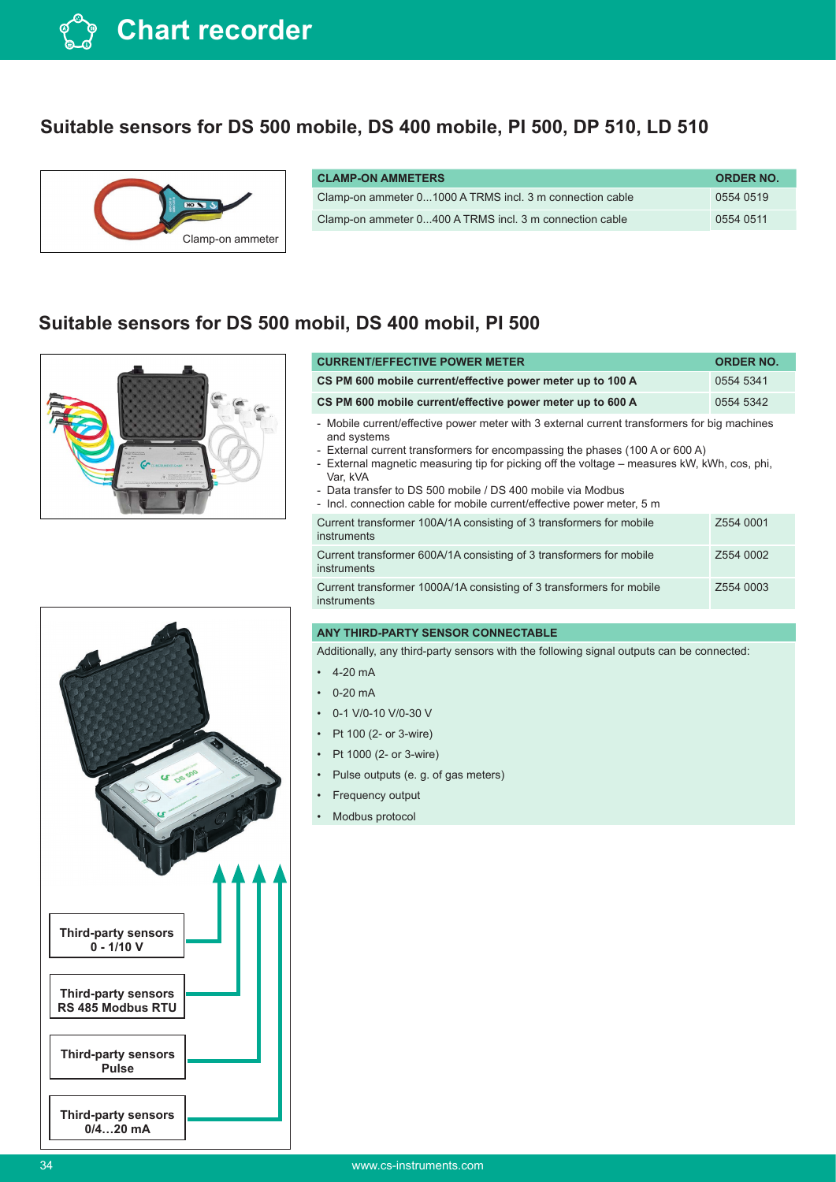# Chart recorder

## Suitable sensors for DS 500 mobile, DS 400 mobile, PI 500, DP 510, LD 510

Clamp-on ammeter

| CLAMP-ON AMMETERS | ORDER NO. |
|---|---|
| Clamp-on ammeter 0...1000 A TRMS incl. 3 m connection cable | 0554 0519 |
| Clamp-on ammeter 0...400 A TRMS incl. 3 m connection cable | 0554 0511 |

## Suitable sensors for DS 500 mobil, DS 400 mobil, PI 500

| CURRENT/EFFECTIVE POWER METER | ORDER NO. |
|---|---|
| **CS PM 600 mobile current/effective power meter up to 100 A** | 0554 5341 |
| **CS PM 600 mobile current/effective power meter up to 600 A** | 0554 5342 |

- Mobile current/effective power meter with 3 external current transformers for big machines and systems
- External current transformers for encompassing the phases (100 A or 600 A)
- External magnetic measuring tip for picking off the voltage – measures kW, kWh, cos, phi, Var, kVA
- Data transfer to DS 500 mobile / DS 400 mobile via Modbus
- Incl. connection cable for mobile current/effective power meter, 5 m

| | |
|---|---|
| Current transformer 100A/1A consisting of 3 transformers for mobile instruments | Z554 0001 |
| Current transformer 600A/1A consisting of 3 transformers for mobile instruments | Z554 0002 |
| Current transformer 1000A/1A consisting of 3 transformers for mobile instruments | Z554 0003 |

**ANY THIRD-PARTY SENSOR CONNECTABLE**

Additionally, any third-party sensors with the following signal outputs can be connected:

- 4-20 mA
- 0-20 mA
- 0-1 V/0-10 V/0-30 V
- Pt 100 (2- or 3-wire)
- Pt 1000 (2- or 3-wire)
- Pulse outputs (e. g. of gas meters)
- Frequency output
- Modbus protocol

**Third-party sensors 0 - 1/10 V**

**Third-party sensors RS 485 Modbus RTU**

**Third-party sensors Pulse**

**Third-party sensors 0/4…20 mA**